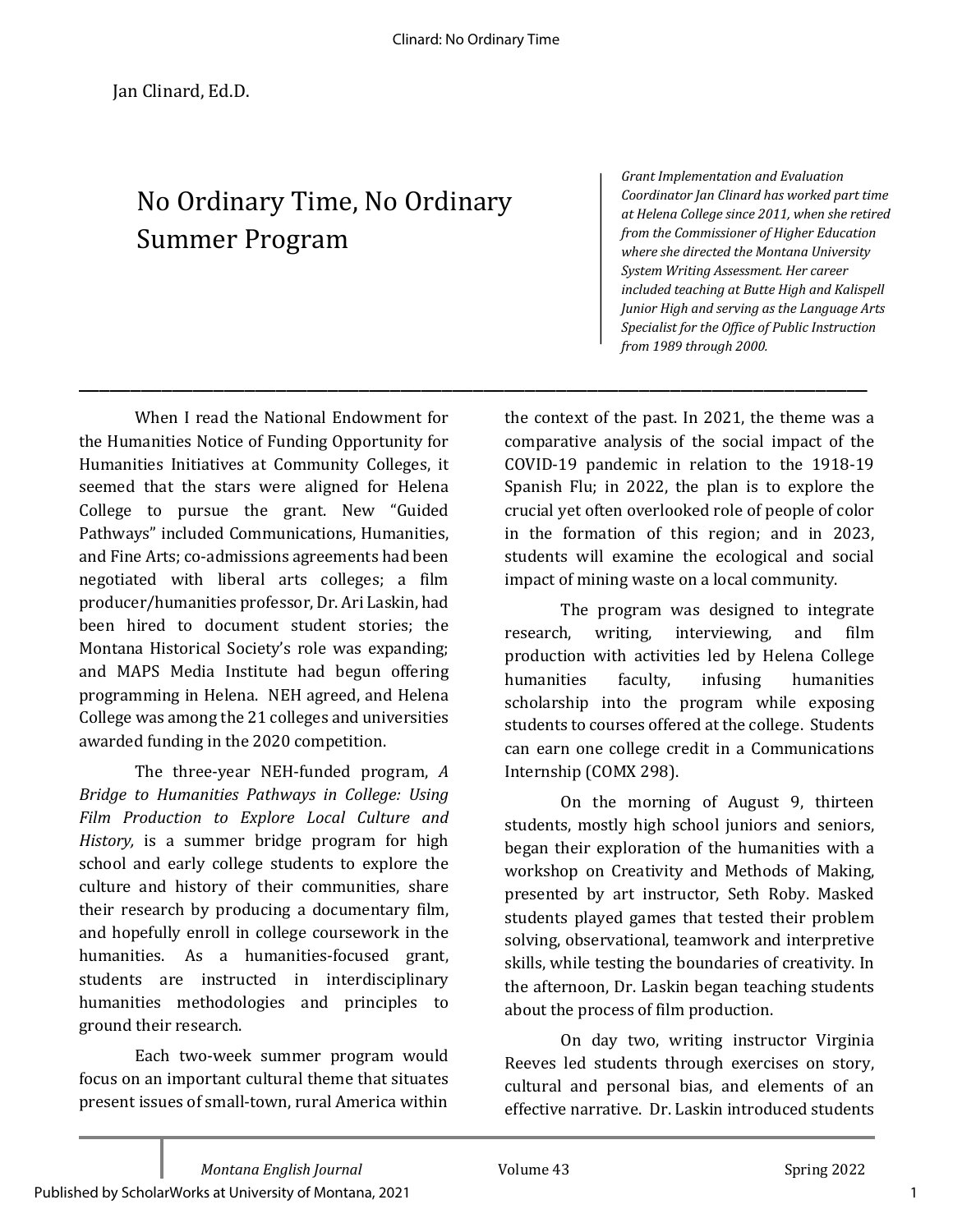Jan Clinard, Ed.D.

# No Ordinary Time, No Ordinary Summer Program

*Grant Implementation and Evaluation Coordinator Jan Clinard has worked part time at Helena College since 2011, when she retired from the Commissioner of Higher Education where she directed the Montana University System Writing Assessment. Her career included teaching at Butte High and Kalispell Junior High and serving as the Language Arts Specialist for the Office of Public Instruction from 1989 through 2000.*

---

When I read the National Endowment for the Humanities Notice of Funding Opportunity for Humanities Initiatives at Community Colleges, it seemed that the stars were aligned for Helena College to pursue the grant. New "Guided Pathways" included Communications, Humanities, and Fine Arts; co-admissions agreements had been negotiated with liberal arts colleges; a film producer/humanities professor, Dr. Ari Laskin, had been hired to document student stories; the Montana Historical Society's role was expanding; and MAPS Media Institute had begun offering programming in Helena. NEH agreed, and Helena College was among the 21 colleges and universities awarded funding in the 2020 competition.

The three-year NEH-funded program, *A Bridge to Humanities Pathways in College: Using Film Production to Explore Local Culture and History,* is a summer bridge program for high school and early college students to explore the culture and history of their communities, share their research by producing a documentary film, and hopefully enroll in college coursework in the humanities. As a humanities-focused grant, students are instructed in interdisciplinary humanities methodologies and principles to ground their research.

Each two-week summer program would focus on an important cultural theme that situates present issues of small-town, rural America within the context of the past. In 2021, the theme was a comparative analysis of the social impact of the COVID-19 pandemic in relation to the 1918-19 Spanish Flu; in 2022, the plan is to explore the crucial yet often overlooked role of people of color in the formation of this region; and in 2023, students will examine the ecological and social impact of mining waste on a local community.

The program was designed to integrate research, writing, interviewing, and film production with activities led by Helena College humanities faculty, infusing humanities scholarship into the program while exposing students to courses offered at the college. Students can earn one college credit in a Communications Internship (COMX 298).

On the morning of August 9, thirteen students, mostly high school juniors and seniors, began their exploration of the humanities with a workshop on Creativity and Methods of Making, presented by art instructor, Seth Roby. Masked students played games that tested their problem solving, observational, teamwork and interpretive skills, while testing the boundaries of creativity. In the afternoon, Dr. Laskin began teaching students about the process of film production.

On day two, writing instructor Virginia Reeves led students through exercises on story, cultural and personal bias, and elements of an effective narrative. Dr. Laskin introduced students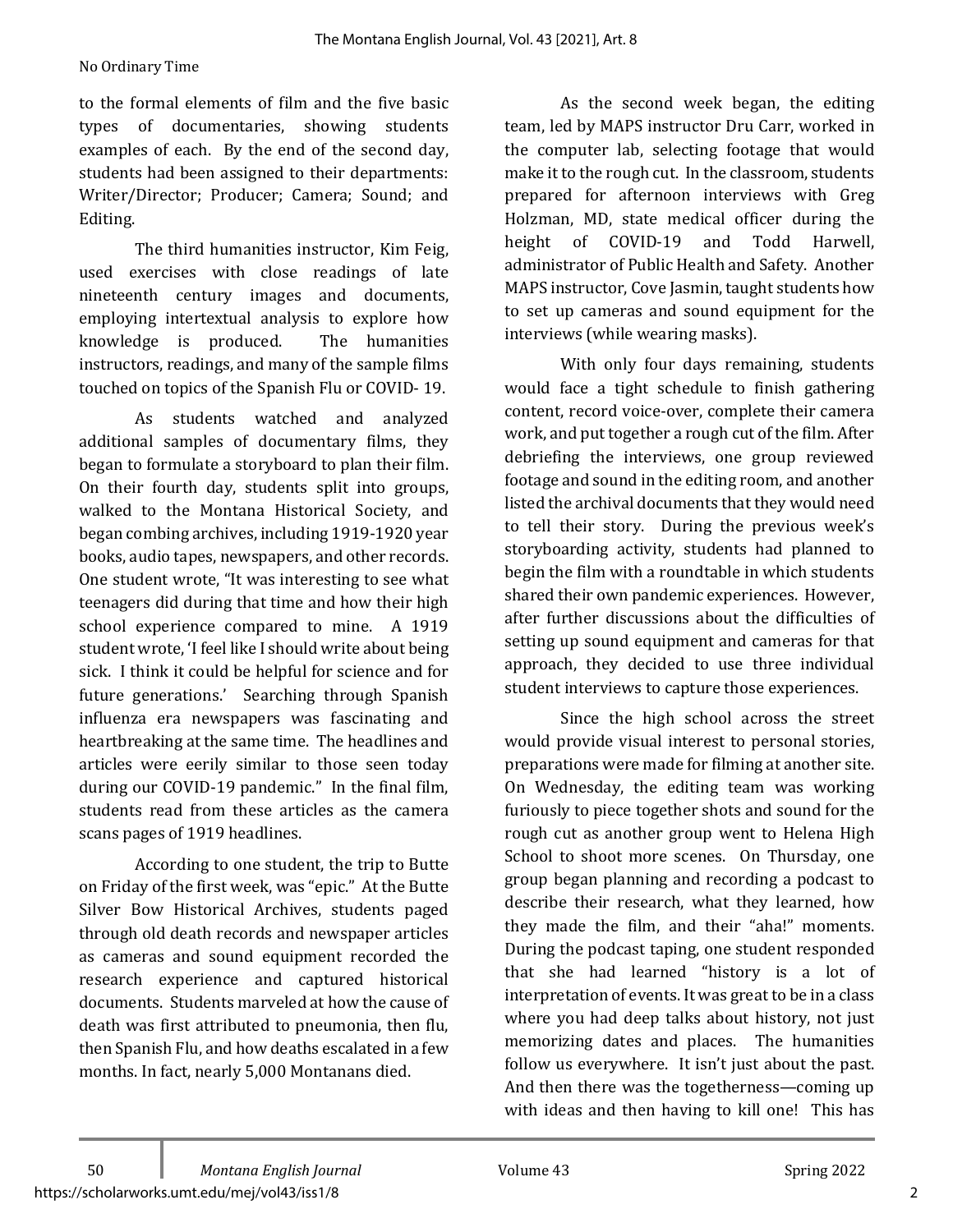to the formal elements of film and the five basic types of documentaries, showing students examples of each. By the end of the second day, students had been assigned to their departments: Writer/Director; Producer; Camera; Sound; and Editing.

The third humanities instructor, Kim Feig, used exercises with close readings of late nineteenth century images and documents, employing intertextual analysis to explore how knowledge is produced. The humanities instructors, readings, and many of the sample films touched on topics of the Spanish Flu or COVID- 19.

As students watched and analyzed additional samples of documentary films, they began to formulate a storyboard to plan their film. On their fourth day, students split into groups, walked to the Montana Historical Society, and began combing archives, including 1919-1920 year books, audio tapes, newspapers, and other records. One student wrote, "It was interesting to see what teenagers did during that time and how their high school experience compared to mine. A 1919 student wrote, 'I feel like I should write about being sick. I think it could be helpful for science and for future generations.' Searching through Spanish influenza era newspapers was fascinating and heartbreaking at the same time. The headlines and articles were eerily similar to those seen today during our COVID-19 pandemic." In the final film, students read from these articles as the camera scans pages of 1919 headlines.

According to one student, the trip to Butte on Friday of the first week, was "epic." At the Butte Silver Bow Historical Archives, students paged through old death records and newspaper articles as cameras and sound equipment recorded the research experience and captured historical documents. Students marveled at how the cause of death was first attributed to pneumonia, then flu, then Spanish Flu, and how deaths escalated in a few months. In fact, nearly 5,000 Montanans died.

As the second week began, the editing team, led by MAPS instructor Dru Carr, worked in the computer lab, selecting footage that would make it to the rough cut. In the classroom, students prepared for afternoon interviews with Greg Holzman, MD, state medical officer during the height of COVID-19 and Todd Harwell, administrator of Public Health and Safety. Another MAPS instructor, Cove Jasmin, taught students how to set up cameras and sound equipment for the interviews (while wearing masks).

With only four days remaining, students would face a tight schedule to finish gathering content, record voice-over, complete their camera work, and put together a rough cut of the film. After debriefing the interviews, one group reviewed footage and sound in the editing room, and another listed the archival documents that they would need to tell their story. During the previous week's storyboarding activity, students had planned to begin the film with a roundtable in which students shared their own pandemic experiences. However, after further discussions about the difficulties of setting up sound equipment and cameras for that approach, they decided to use three individual student interviews to capture those experiences.

Since the high school across the street would provide visual interest to personal stories, preparations were made for filming at another site. On Wednesday, the editing team was working furiously to piece together shots and sound for the rough cut as another group went to Helena High School to shoot more scenes. On Thursday, one group began planning and recording a podcast to describe their research, what they learned, how they made the film, and their "aha!" moments. During the podcast taping, one student responded that she had learned "history is a lot of interpretation of events. It was great to be in a class where you had deep talks about history, not just memorizing dates and places. The humanities follow us everywhere. It isn't just about the past. And then there was the togetherness—coming up with ideas and then having to kill one! This has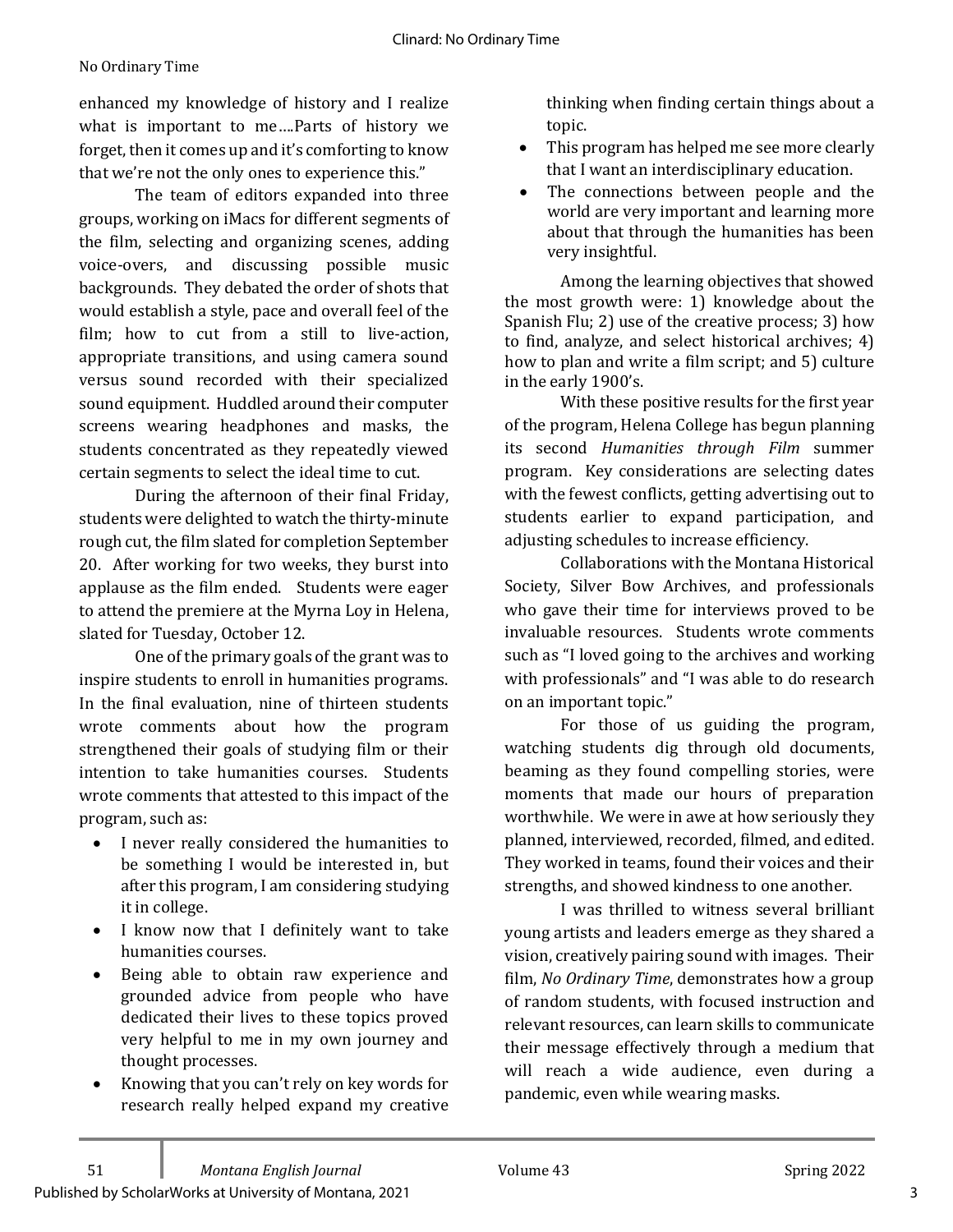enhanced my knowledge of history and I realize what is important to me….Parts of history we forget, then it comes up and it's comforting to know that we're not the only ones to experience this."

The team of editors expanded into three groups, working on iMacs for different segments of the film, selecting and organizing scenes, adding voice-overs, and discussing possible music backgrounds. They debated the order of shots that would establish a style, pace and overall feel of the film; how to cut from a still to live-action, appropriate transitions, and using camera sound versus sound recorded with their specialized sound equipment. Huddled around their computer screens wearing headphones and masks, the students concentrated as they repeatedly viewed certain segments to select the ideal time to cut.

During the afternoon of their final Friday, students were delighted to watch the thirty-minute rough cut, the film slated for completion September 20. After working for two weeks, they burst into applause as the film ended. Students were eager to attend the premiere at the Myrna Loy in Helena, slated for Tuesday, October 12.

One of the primary goals of the grant was to inspire students to enroll in humanities programs. In the final evaluation, nine of thirteen students wrote comments about how the program strengthened their goals of studying film or their intention to take humanities courses. Students wrote comments that attested to this impact of the program, such as:

- I never really considered the humanities to be something I would be interested in, but after this program, I am considering studying it in college.
- I know now that I definitely want to take humanities courses.
- Being able to obtain raw experience and grounded advice from people who have dedicated their lives to these topics proved very helpful to me in my own journey and thought processes.
- Knowing that you can't rely on key words for research really helped expand my creative thinking when finding certain things about a topic.
- This program has helped me see more clearly that I want an interdisciplinary education.
- The connections between people and the world are very important and learning more about that through the humanities has been very insightful.

Among the learning objectives that showed the most growth were: 1) knowledge about the Spanish Flu; 2) use of the creative process; 3) how to find, analyze, and select historical archives; 4) how to plan and write a film script; and 5) culture in the early 1900's.

With these positive results for the first year of the program, Helena College has begun planning its second *Humanities through Film* summer program. Key considerations are selecting dates with the fewest conflicts, getting advertising out to students earlier to expand participation, and adjusting schedules to increase efficiency.

Collaborations with the Montana Historical Society, Silver Bow Archives, and professionals who gave their time for interviews proved to be invaluable resources. Students wrote comments such as "I loved going to the archives and working with professionals" and "I was able to do research on an important topic."

For those of us guiding the program, watching students dig through old documents, beaming as they found compelling stories, were moments that made our hours of preparation worthwhile. We were in awe at how seriously they planned, interviewed, recorded, filmed, and edited. They worked in teams, found their voices and their strengths, and showed kindness to one another.

I was thrilled to witness several brilliant young artists and leaders emerge as they shared a vision, creatively pairing sound with images. Their film, *No Ordinary Time*, demonstrates how a group of random students, with focused instruction and relevant resources, can learn skills to communicate their message effectively through a medium that will reach a wide audience, even during a pandemic, even while wearing masks.